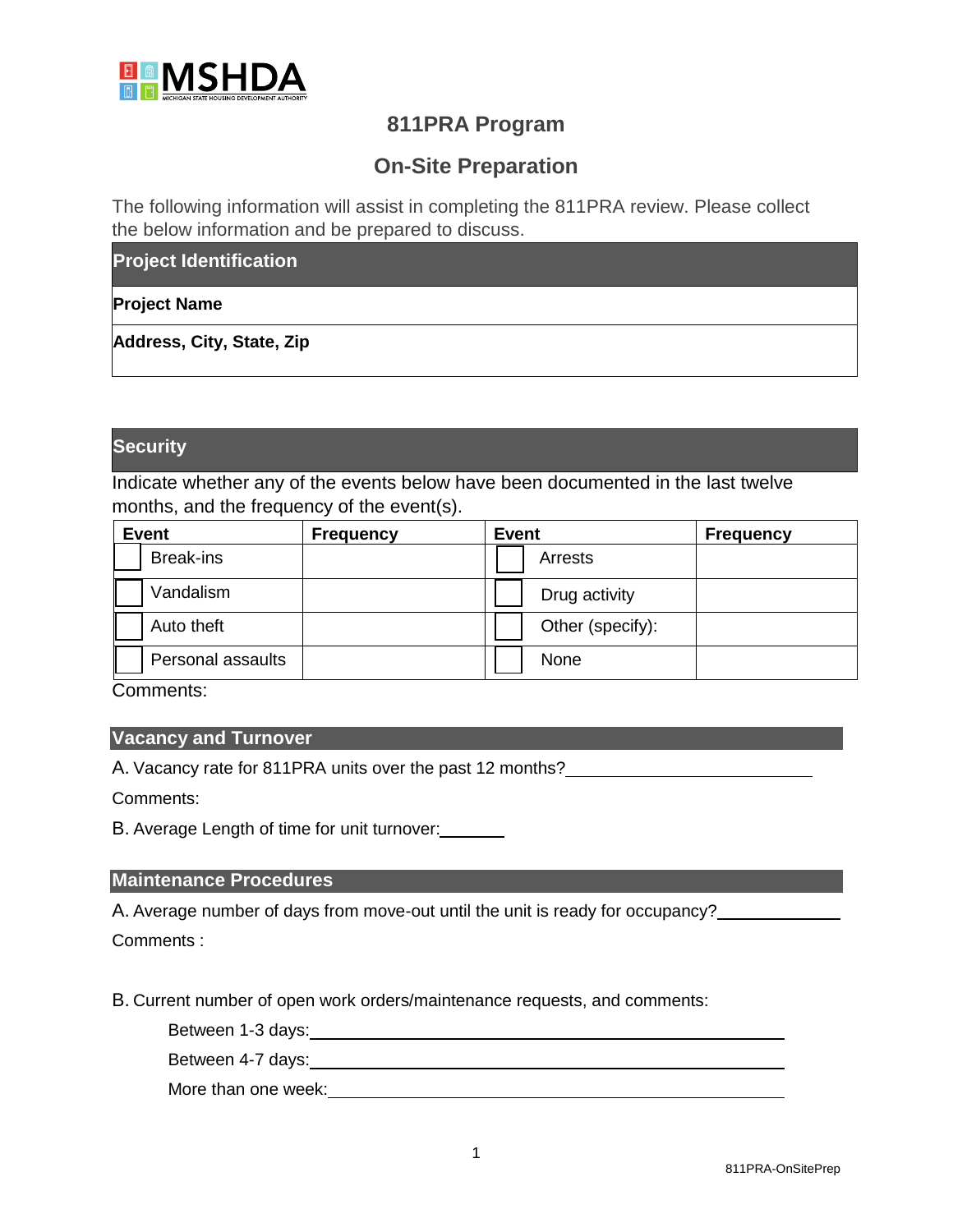# 811PRA Program

## On-Site Preparation

The following information will assist in completing the 811PRA review. Please collect the below information and be prepared to discuss.

| Project Identification |
|---|
| **Project Name** |
| **Address, City, State, Zip** |

### Security

Indicate whether any of the events below have been documented in the last twelve months, and the frequency of the event(s).

| Event | Frequency | Event | Frequency |
|---|---|---|---|
| ☐ Break-ins | | ☐ Arrests | |
| ☐ Vandalism | | ☐ Drug activity | |
| ☐ Auto theft | | ☐ Other (specify): | |
| ☐ Personal assaults | | ☐ None | |

Comments:

### Vacancy and Turnover

A. Vacancy rate for 811PRA units over the past 12 months?____________________________

Comments:

B. Average Length of time for unit turnover:_______

### Maintenance Procedures

A. Average number of days from move-out until the unit is ready for occupancy?_____________

Comments :

B. Current number of open work orders/maintenance requests, and comments:

Between 1-3 days:____________________________________________________

Between 4-7 days:____________________________________________________

More than one week:__________________________________________________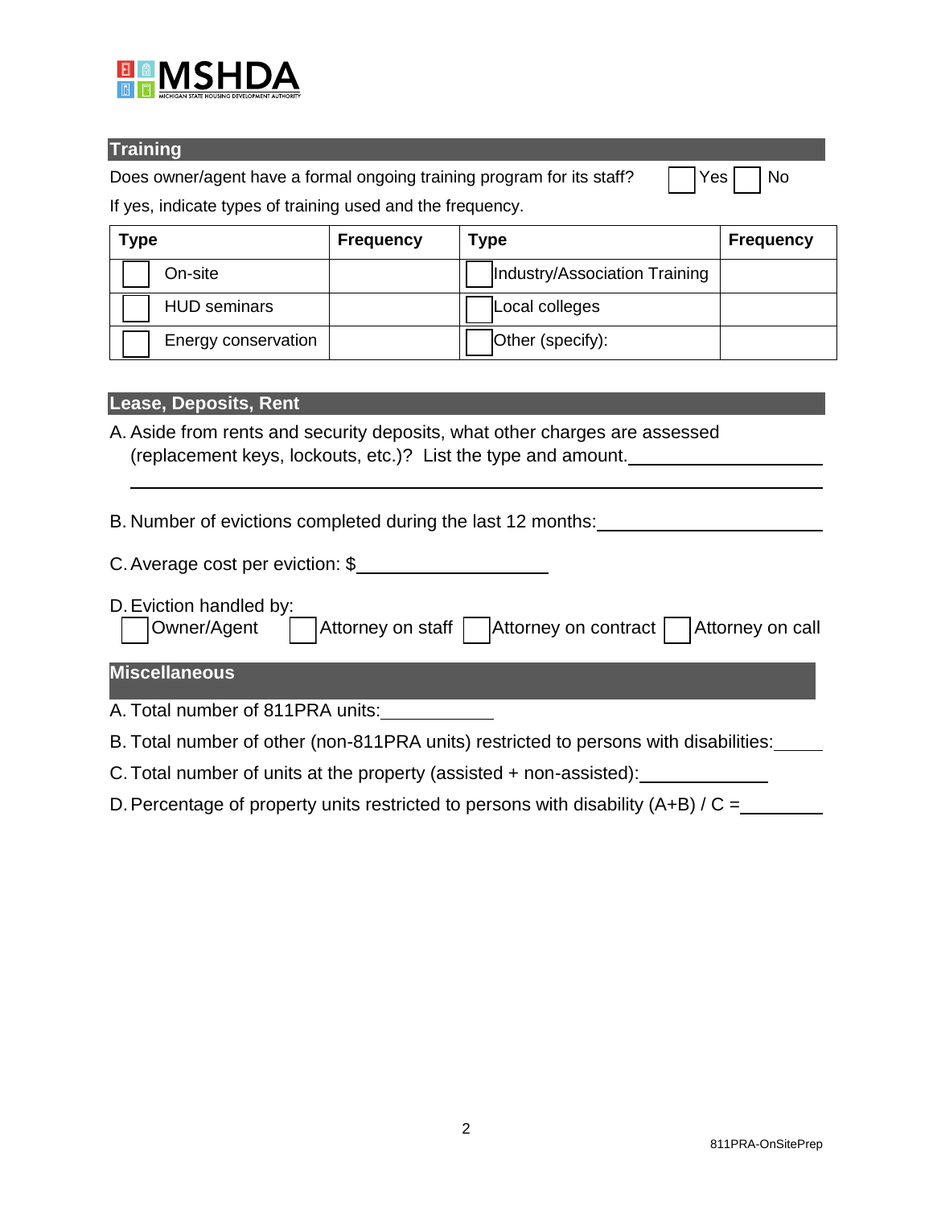## Training

Does owner/agent have a formal ongoing training program for its staff? ☐ Yes ☐ No

If yes, indicate types of training used and the frequency.

| Type | Frequency | Type | Frequency |
| --- | --- | --- | --- |
| ☐ On-site | | ☐ Industry/Association Training | |
| ☐ HUD seminars | | ☐ Local colleges | |
| ☐ Energy conservation | | ☐ Other (specify): | |

## Lease, Deposits, Rent

A. Aside from rents and security deposits, what other charges are assessed (replacement keys, lockouts, etc.)? List the type and amount.____________________

______________________________________________________________________

B. Number of evictions completed during the last 12 months:____________________

C. Average cost per eviction: $____________________

D. Eviction handled by:
☐ Owner/Agent ☐ Attorney on staff ☐ Attorney on contract ☐ Attorney on call

## Miscellaneous

A. Total number of 811PRA units:____________

B. Total number of other (non-811PRA units) restricted to persons with disabilities:_____

C. Total number of units at the property (assisted + non-assisted):____________

D. Percentage of property units restricted to persons with disability (A+B) / C =________